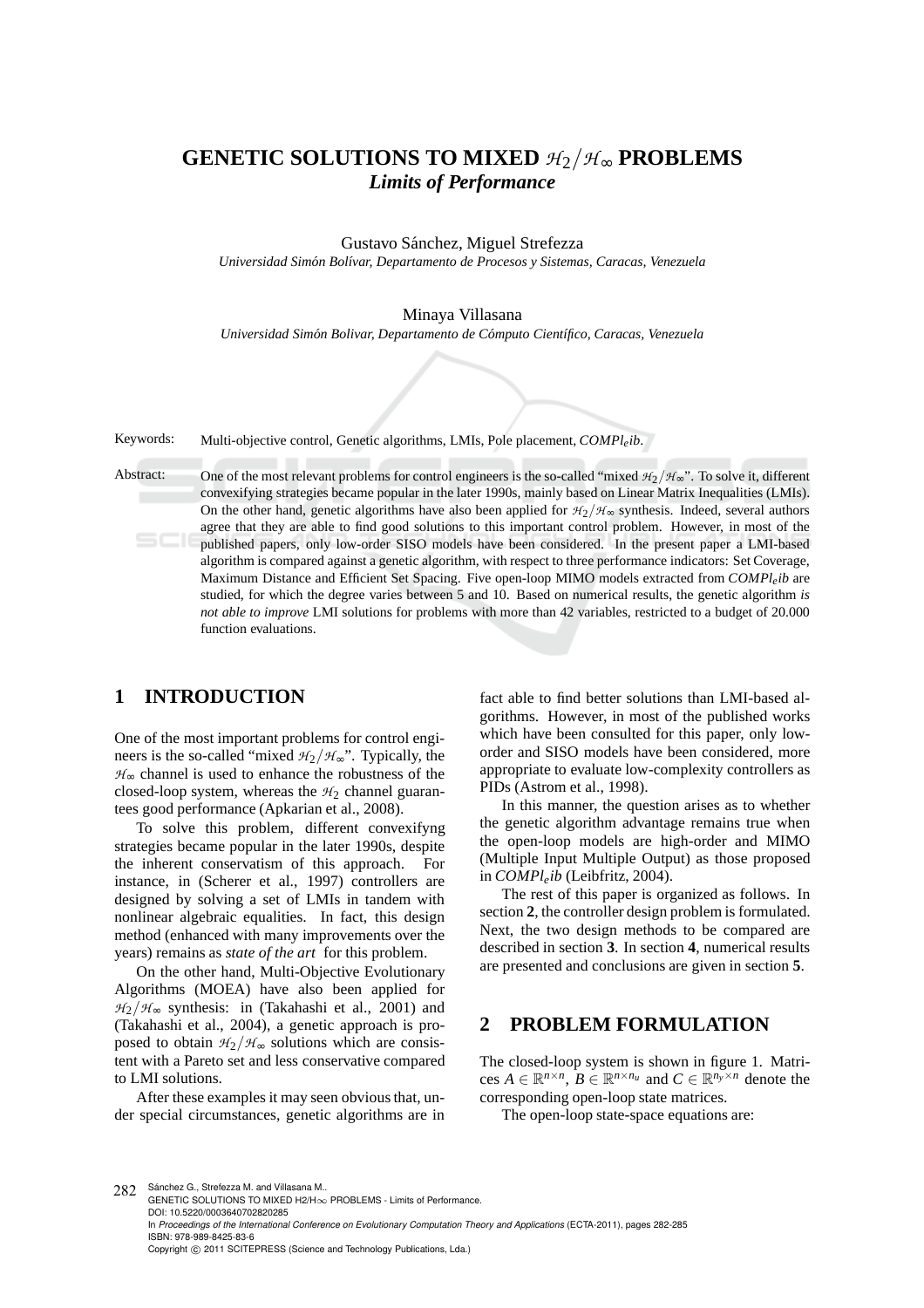# GENETIC SOLUTIONS TO MIXED $\mathcal{H}_2/\mathcal{H}_\infty$ PROBLEMS

## *Limits of Performance*

Gustavo Sánchez, Miguel Strefezza

*Universidad Simón Bolívar, Departamento de Procesos y Sistemas, Caracas, Venezuela*

Minaya Villasana

*Universidad Simón Bolivar, Departamento de Cómputo Científico, Caracas, Venezuela*

Keywords: Multi-objective control, Genetic algorithms, LMIs, Pole placement, *COMPl$_e$ib*.

Abstract: One of the most relevant problems for control engineers is the so-called "mixed $\mathcal{H}_2/\mathcal{H}_\infty$". To solve it, different convexifying strategies became popular in the later 1990s, mainly based on Linear Matrix Inequalities (LMIs). On the other hand, genetic algorithms have also been applied for $\mathcal{H}_2/\mathcal{H}_\infty$ synthesis. Indeed, several authors agree that they are able to find good solutions to this important control problem. However, in most of the published papers, only low-order SISO models have been considered. In the present paper a LMI-based algorithm is compared against a genetic algorithm, with respect to three performance indicators: Set Coverage, Maximum Distance and Efficient Set Spacing. Five open-loop MIMO models extracted from *COMPl$_e$ib* are studied, for which the degree varies between 5 and 10. Based on numerical results, the genetic algorithm *is not able to improve* LMI solutions for problems with more than 42 variables, restricted to a budget of 20.000 function evaluations.

## 1 INTRODUCTION

One of the most important problems for control engineers is the so-called "mixed $\mathcal{H}_2/\mathcal{H}_\infty$". Typically, the $\mathcal{H}_\infty$ channel is used to enhance the robustness of the closed-loop system, whereas the $\mathcal{H}_2$ channel guarantees good performance (Apkarian et al., 2008).

To solve this problem, different convexifyng strategies became popular in the later 1990s, despite the inherent conservatism of this approach. For instance, in (Scherer et al., 1997) controllers are designed by solving a set of LMIs in tandem with nonlinear algebraic equalities. In fact, this design method (enhanced with many improvements over the years) remains as *state of the art* for this problem.

On the other hand, Multi-Objective Evolutionary Algorithms (MOEA) have also been applied for $\mathcal{H}_2/\mathcal{H}_\infty$ synthesis: in (Takahashi et al., 2001) and (Takahashi et al., 2004), a genetic approach is proposed to obtain $\mathcal{H}_2/\mathcal{H}_\infty$ solutions which are consistent with a Pareto set and less conservative compared to LMI solutions.

After these examples it may seen obvious that, under special circumstances, genetic algorithms are in fact able to find better solutions than LMI-based algorithms. However, in most of the published works which have been consulted for this paper, only low-order and SISO models have been considered, more appropriate to evaluate low-complexity controllers as PIDs (Astrom et al., 1998).

In this manner, the question arises as to whether the genetic algorithm advantage remains true when the open-loop models are high-order and MIMO (Multiple Input Multiple Output) as those proposed in *COMPl$_e$ib* (Leibfritz, 2004).

The rest of this paper is organized as follows. In section **2**, the controller design problem is formulated. Next, the two design methods to be compared are described in section **3**. In section **4**, numerical results are presented and conclusions are given in section **5**.

## 2 PROBLEM FORMULATION

The closed-loop system is shown in figure 1. Matrices $A \in \mathbb{R}^{n \times n}$, $B \in \mathbb{R}^{n \times n_u}$ and $C \in \mathbb{R}^{n_y \times n}$ denote the corresponding open-loop state matrices.

The open-loop state-space equations are:

Sánchez G., Strefezza M. and Villasana M..
GENETIC SOLUTIONS TO MIXED H2/H∞ PROBLEMS - Limits of Performance.
DOI: 10.5220/0003640702820285
In *Proceedings of the International Conference on Evolutionary Computation Theory and Applications* (ECTA-2011), pages 282-285
ISBN: 978-989-8425-83-6
Copyright © 2011 SCITEPRESS (Science and Technology Publications, Lda.)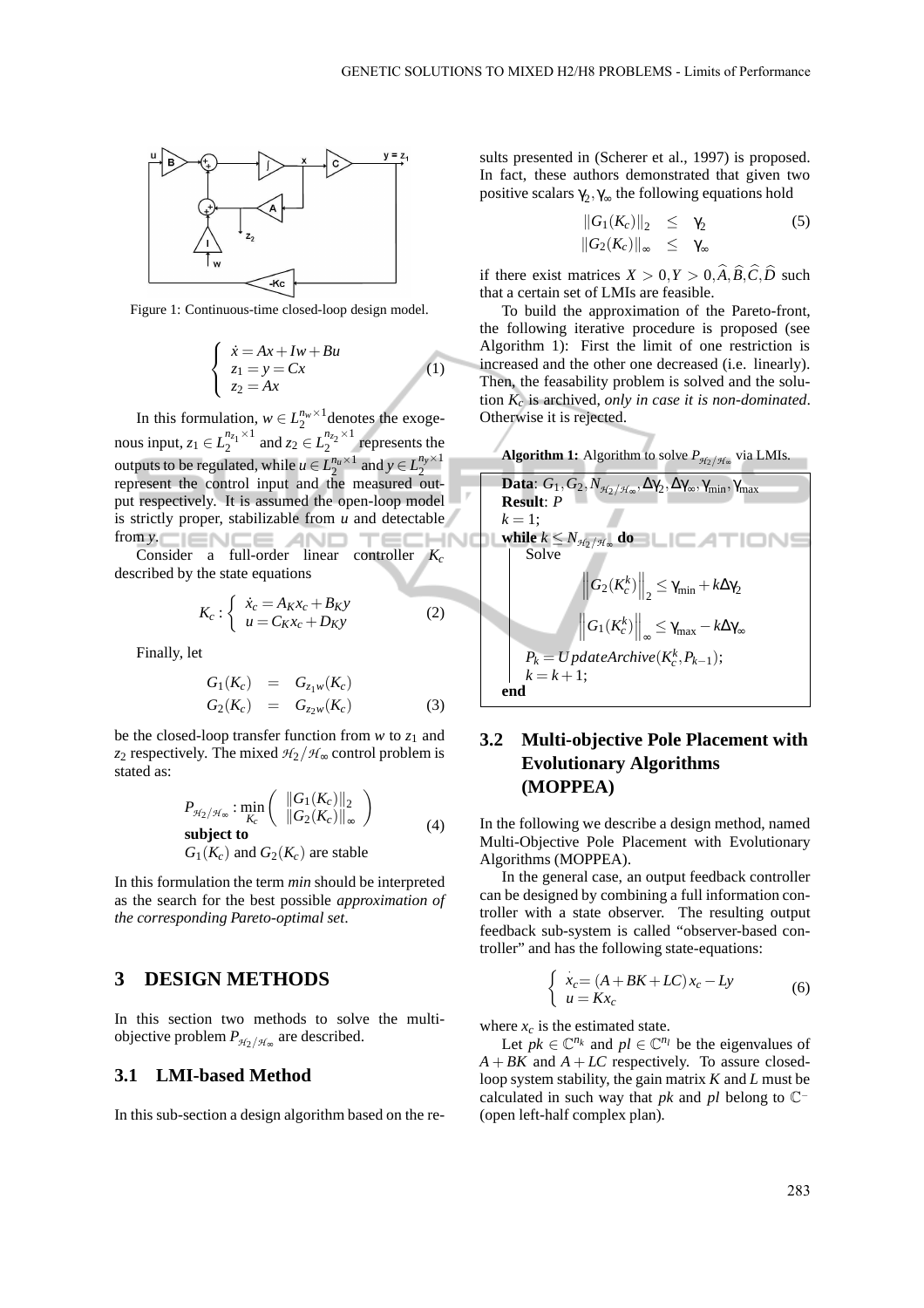Figure 1: Continuous-time closed-loop design model.

$$
\begin{cases} \dot{x} = Ax + Iw + Bu \\ z_1 = y = Cx \\ z_2 = Ax \end{cases} \tag{1}
$$

In this formulation, $w \in L_2^{n_w \times 1}$ denotes the exogenous input, $z_1 \in L_2^{n_{z_1} \times 1}$ and $z_2 \in L_2^{n_{z_2} \times 1}$ represents the outputs to be regulated, while $u \in L_2^{n_u \times 1}$ and $y \in L_2^{n_y \times 1}$ represent the control input and the measured output respectively. It is assumed the open-loop model is strictly proper, stabilizable from $u$ and detectable from $y$.

Consider a full-order linear controller $K_c$ described by the state equations

$$
K_c : \begin{cases} \dot{x}_c = A_K x_c + B_K y \\ u = C_K x_c + D_K y \end{cases} \tag{2}
$$

Finally, let

$$
\begin{aligned} G_1(K_c) &= G_{z_1 w}(K_c) \\ G_2(K_c) &= G_{z_2 w}(K_c) \end{aligned} \tag{3}
$$

be the closed-loop transfer function from $w$ to $z_1$ and $z_2$ respectively. The mixed $\mathcal{H}_2/\mathcal{H}_\infty$ control problem is stated as:

$$
\begin{aligned} & P_{\mathcal{H}_2/\mathcal{H}_\infty} : \min_{K_c} \begin{pmatrix} \|G_1(K_c)\|_2 \\ \|G_2(K_c)\|_\infty \end{pmatrix} \\ & \textbf{subject to} \\ & G_1(K_c) \text{ and } G_2(K_c) \text{ are stable} \end{aligned} \tag{4}
$$

In this formulation the term *min* should be interpreted as the search for the best possible *approximation of the corresponding Pareto-optimal set*.

## 3 DESIGN METHODS

In this section two methods to solve the multi-objective problem $P_{\mathcal{H}_2/\mathcal{H}_\infty}$ are described.

### 3.1 LMI-based Method

In this sub-section a design algorithm based on the results presented in (Scherer et al., 1997) is proposed. In fact, these authors demonstrated that given two positive scalars $\gamma_2, \gamma_\infty$ the following equations hold

$$
\begin{aligned} \|G_1(K_c)\|_2 &\leq \gamma_2 \\ \|G_2(K_c)\|_\infty &\leq \gamma_\infty \end{aligned} \tag{5}
$$

if there exist matrices $X > 0, Y > 0, \widehat{A}, \widehat{B}, \widehat{C}, \widehat{D}$ such that a certain set of LMIs are feasible.

To build the approximation of the Pareto-front, the following iterative procedure is proposed (see Algorithm 1): First the limit of one restriction is increased and the other one decreased (i.e. linearly). Then, the feasability problem is solved and the solution $K_c$ is archived, *only in case it is non-dominated*. Otherwise it is rejected.

**Algorithm 1:** Algorithm to solve $P_{\mathcal{H}_2/\mathcal{H}_\infty}$ via LMIs.

```
Data: G1, G2, N_{H2/H∞}, Δγ2, Δγ∞, γmin, γmax
Result: P
k = 1;
while k ≤ N_{H2/H∞} do
    Solve
        ||G2(Kc^k)||_2 ≤ γmin + kΔγ2
        ||G1(Kc^k)||_∞ ≤ γmax − kΔγ∞
    P_k = UpdateArchive(Kc^k, P_{k−1});
    k = k + 1;
end
```

### 3.2 Multi-objective Pole Placement with Evolutionary Algorithms (MOPPEA)

In the following we describe a design method, named Multi-Objective Pole Placement with Evolutionary Algorithms (MOPPEA).

In the general case, an output feedback controller can be designed by combining a full information controller with a state observer. The resulting output feedback sub-system is called "observer-based controller" and has the following state-equations:

$$
\begin{cases} \dot{x}_c = (A + BK + LC)\, x_c - Ly \\ u = Kx_c \end{cases} \tag{6}
$$

where $x_c$ is the estimated state.

Let $pk \in \mathbb{C}^{n_k}$ and $pl \in \mathbb{C}^{n_l}$ be the eigenvalues of $A + BK$ and $A + LC$ respectively. To assure closed-loop system stability, the gain matrix $K$ and $L$ must be calculated in such way that $pk$ and $pl$ belong to $\mathbb{C}^-$ (open left-half complex plan).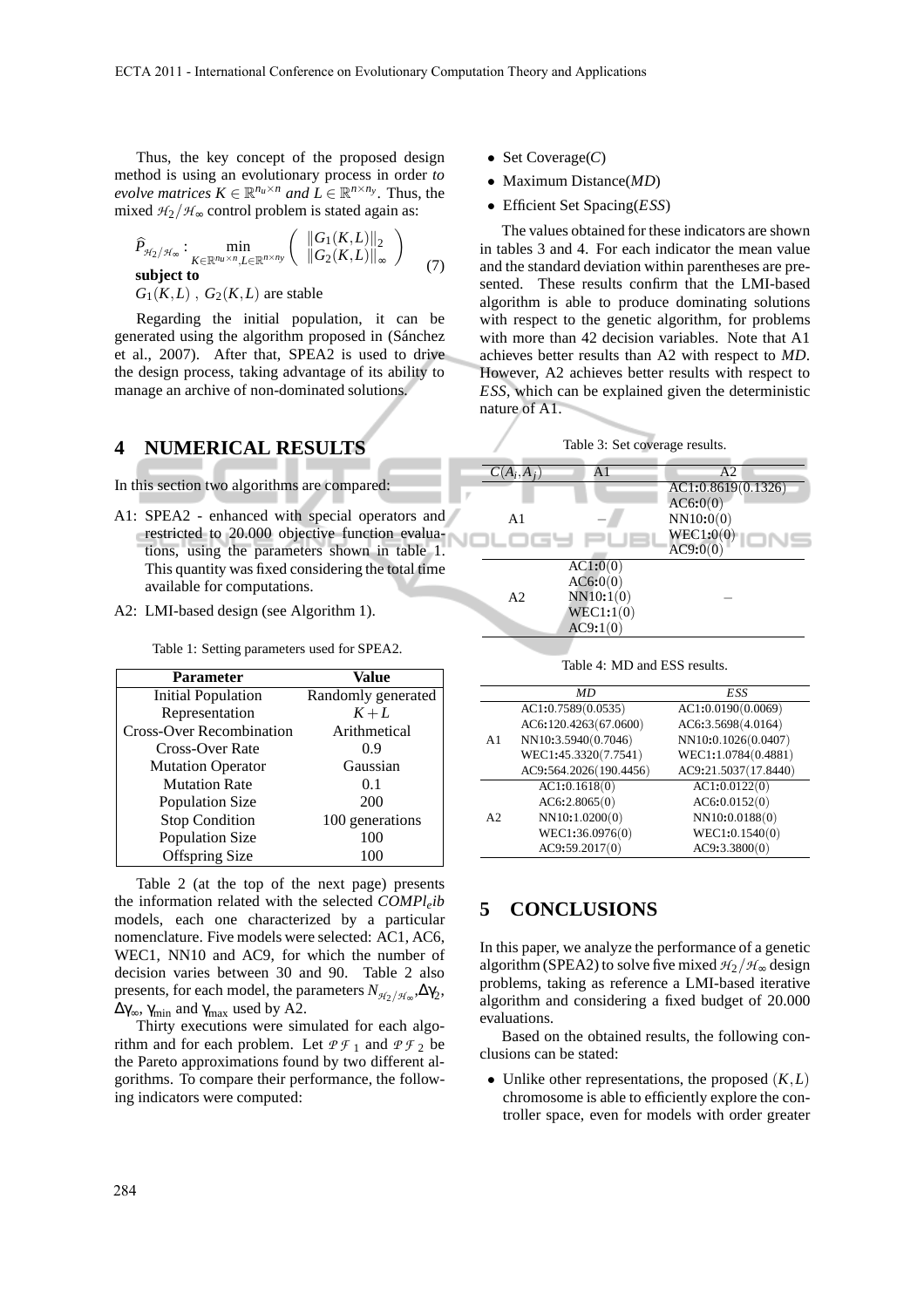Thus, the key concept of the proposed design method is using an evolutionary process in order *to evolve matrices* $K \in \mathbb{R}^{n_u \times n}$ *and* $L \in \mathbb{R}^{n \times n_y}$. Thus, the mixed $\mathcal{H}_2/\mathcal{H}_\infty$ control problem is stated again as:

$$\widehat{P}_{\mathcal{H}_2/\mathcal{H}_\infty} : \min_{K \in \mathbb{R}^{n_u \times n}, L \in \mathbb{R}^{n \times n_y}} \begin{pmatrix} \|G_1(K,L)\|_2 \\ \|G_2(K,L)\|_\infty \end{pmatrix} \tag{7}$$

**subject to**

$G_1(K,L)$ , $G_2(K,L)$ are stable

Regarding the initial population, it can be generated using the algorithm proposed in (Sánchez et al., 2007). After that, SPEA2 is used to drive the design process, taking advantage of its ability to manage an archive of non-dominated solutions.

## 4 NUMERICAL RESULTS

In this section two algorithms are compared:

A1: SPEA2 - enhanced with special operators and restricted to 20.000 objective function evaluations, using the parameters shown in table 1. This quantity was fixed considering the total time available for computations.

A2: LMI-based design (see Algorithm 1).

Table 1: Setting parameters used for SPEA2.

| Parameter | Value |
|---|---|
| Initial Population | Randomly generated |
| Representation | $K+L$ |
| Cross-Over Recombination | Arithmetical |
| Cross-Over Rate | 0.9 |
| Mutation Operator | Gaussian |
| Mutation Rate | 0.1 |
| Population Size | 200 |
| Stop Condition | 100 generations |
| Population Size | 100 |
| Offspring Size | 100 |

Table 2 (at the top of the next page) presents the information related with the selected *COMPl$_e$ib* models, each one characterized by a particular nomenclature. Five models were selected: AC1, AC6, WEC1, NN10 and AC9, for which the number of decision varies between 30 and 90. Table 2 also presents, for each model, the parameters $N_{\mathcal{H}_2/\mathcal{H}_\infty}$,$\Delta\gamma_2$, $\Delta\gamma_\infty$, $\gamma_{\min}$ and $\gamma_{\max}$ used by A2.

Thirty executions were simulated for each algorithm and for each problem. Let $\mathcal{PF}_1$ and $\mathcal{PF}_2$ be the Pareto approximations found by two different algorithms. To compare their performance, the following indicators were computed:

- Set Coverage($C$)
- Maximum Distance($MD$)
- Efficient Set Spacing($ESS$)

The values obtained for these indicators are shown in tables 3 and 4. For each indicator the mean value and the standard deviation within parentheses are presented. These results confirm that the LMI-based algorithm is able to produce dominating solutions with respect to the genetic algorithm, for problems with more than 42 decision variables. Note that A1 achieves better results than A2 with respect to *MD*. However, A2 achieves better results with respect to *ESS*, which can be explained given the deterministic nature of A1.

Table 3: Set coverage results.

| $C(A_i,A_j)$ | A1 | A2 |
|---|---|---|
| A1 | – | AC1:0.8619(0.1326)<br>AC6:0(0)<br>NN10:0(0)<br>WEC1:0(0)<br>AC9:0(0) |
| A2 | AC1:0(0)<br>AC6:0(0)<br>NN10:1(0)<br>WEC1:1(0)<br>AC9:1(0) | – |

Table 4: MD and ESS results.

| | *MD* | *ESS* |
|---|---|---|
| A1 | AC1:0.7589(0.0535)<br>AC6:120.4263(67.0600)<br>NN10:3.5940(0.7046)<br>WEC1:45.3320(7.7541)<br>AC9:564.2026(190.4456) | AC1:0.0190(0.0069)<br>AC6:3.5698(4.0164)<br>NN10:0.1026(0.0407)<br>WEC1:1.0784(0.4881)<br>AC9:21.5037(17.8440) |
| A2 | AC1:0.1618(0)<br>AC6:2.8065(0)<br>NN10:1.0200(0)<br>WEC1:36.0976(0)<br>AC9:59.2017(0) | AC1:0.0122(0)<br>AC6:0.0152(0)<br>NN10:0.0188(0)<br>WEC1:0.1540(0)<br>AC9:3.3800(0) |

## 5 CONCLUSIONS

In this paper, we analyze the performance of a genetic algorithm (SPEA2) to solve five mixed $\mathcal{H}_2/\mathcal{H}_\infty$ design problems, taking as reference a LMI-based iterative algorithm and considering a fixed budget of 20.000 evaluations.

Based on the obtained results, the following conclusions can be stated:

- Unlike other representations, the proposed $(K,L)$ chromosome is able to efficiently explore the controller space, even for models with order greater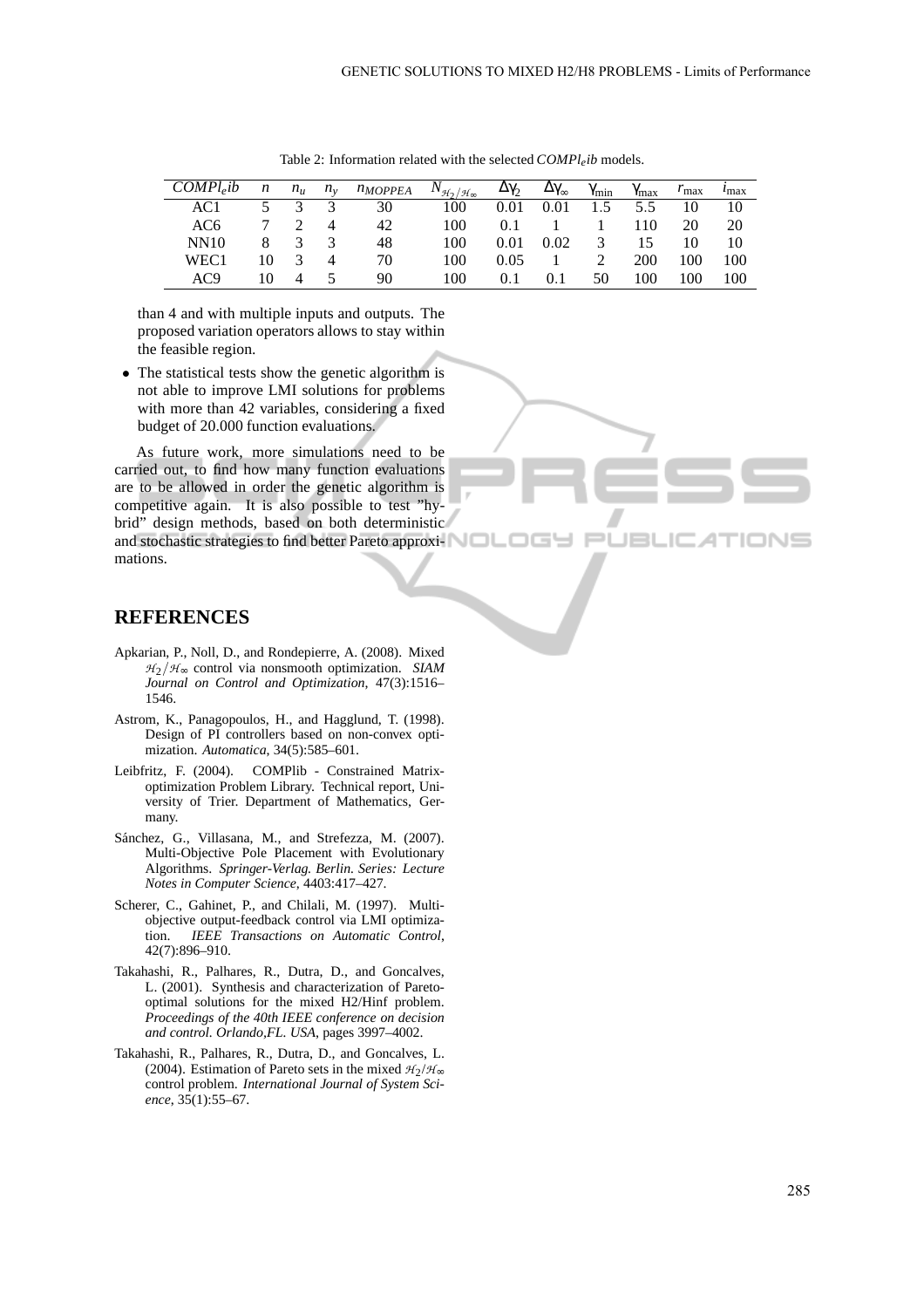Table 2: Information related with the selected *COMPl<sub>e</sub>ib* models.

| $COMPl_eib$ | $n$ | $n_u$ | $n_y$ | $n_{MOPPEA}$ | $N_{\mathcal{H}_2/\mathcal{H}_\infty}$ | $\Delta\gamma_2$ | $\Delta\gamma_\infty$ | $\gamma_{\min}$ | $\gamma_{\max}$ | $r_{\max}$ | $i_{\max}$ |
|---|---|---|---|---|---|---|---|---|---|---|---|
| AC1 | 5 | 3 | 3 | 30 | 100 | 0.01 | 0.01 | 1.5 | 5.5 | 10 | 10 |
| AC6 | 7 | 2 | 4 | 42 | 100 | 0.1 | 1 | 1 | 110 | 20 | 20 |
| NN10 | 8 | 3 | 3 | 48 | 100 | 0.01 | 0.02 | 3 | 15 | 10 | 10 |
| WEC1 | 10 | 3 | 4 | 70 | 100 | 0.05 | 1 | 2 | 200 | 100 | 100 |
| AC9 | 10 | 4 | 5 | 90 | 100 | 0.1 | 0.1 | 50 | 100 | 100 | 100 |

than 4 and with multiple inputs and outputs. The proposed variation operators allows to stay within the feasible region.

- The statistical tests show the genetic algorithm is not able to improve LMI solutions for problems with more than 42 variables, considering a fixed budget of 20.000 function evaluations.

As future work, more simulations need to be carried out, to find how many function evaluations are to be allowed in order the genetic algorithm is competitive again. It is also possible to test "hybrid" design methods, based on both deterministic and stochastic strategies to find better Pareto approximations.

## REFERENCES

Apkarian, P., Noll, D., and Rondepierre, A. (2008). Mixed $\mathcal{H}_2/\mathcal{H}_\infty$ control via nonsmooth optimization. *SIAM Journal on Control and Optimization*, 47(3):1516–1546.

Astrom, K., Panagopoulos, H., and Hagglund, T. (1998). Design of PI controllers based on non-convex optimization. *Automatica*, 34(5):585–601.

Leibfritz, F. (2004). COMPlib - Constrained Matrix-optimization Problem Library. Technical report, University of Trier. Department of Mathematics, Germany.

Sánchez, G., Villasana, M., and Strefezza, M. (2007). Multi-Objective Pole Placement with Evolutionary Algorithms. *Springer-Verlag. Berlin. Series: Lecture Notes in Computer Science*, 4403:417–427.

Scherer, C., Gahinet, P., and Chilali, M. (1997). Multiobjective output-feedback control via LMI optimization. *IEEE Transactions on Automatic Control*, 42(7):896–910.

Takahashi, R., Palhares, R., Dutra, D., and Goncalves, L. (2001). Synthesis and characterization of Pareto-optimal solutions for the mixed H2/Hinf problem. *Proceedings of the 40th IEEE conference on decision and control. Orlando,FL. USA*, pages 3997–4002.

Takahashi, R., Palhares, R., Dutra, D., and Goncalves, L. (2004). Estimation of Pareto sets in the mixed $\mathcal{H}_2/\mathcal{H}_\infty$ control problem. *International Journal of System Science*, 35(1):55–67.